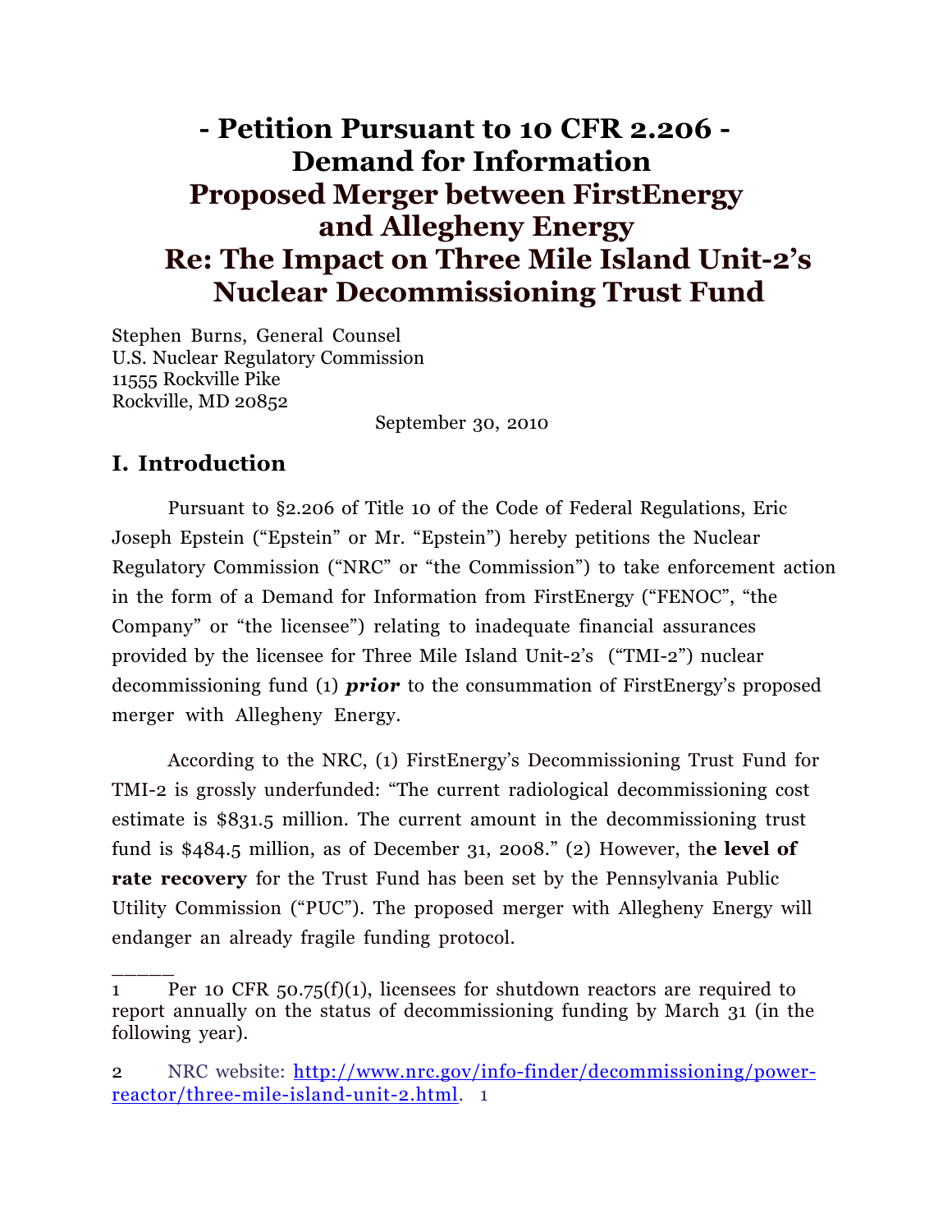# - Petition Pursuant to 10 CFR 2.206 - Demand for Information Proposed Merger between FirstEnergy and Allegheny Energy Re: The Impact on Three Mile Island Unit-2's Nuclear Decommissioning Trust Fund

Stephen Burns, General Counsel
U.S. Nuclear Regulatory Commission
11555 Rockville Pike
Rockville, MD 20852

September 30, 2010

## I. Introduction

Pursuant to §2.206 of Title 10 of the Code of Federal Regulations, Eric Joseph Epstein ("Epstein" or Mr. "Epstein") hereby petitions the Nuclear Regulatory Commission ("NRC" or "the Commission") to take enforcement action in the form of a Demand for Information from FirstEnergy ("FENOC", "the Company" or "the licensee") relating to inadequate financial assurances provided by the licensee for Three Mile Island Unit-2's ("TMI-2") nuclear decommissioning fund (1) ***prior*** to the consummation of FirstEnergy's proposed merger with Allegheny Energy.

According to the NRC, (1) FirstEnergy's Decommissioning Trust Fund for TMI-2 is grossly underfunded: "The current radiological decommissioning cost estimate is $831.5 million. The current amount in the decommissioning trust fund is $484.5 million, as of December 31, 2008." (2) However, th**e level of rate recovery** for the Trust Fund has been set by the Pennsylvania Public Utility Commission ("PUC"). The proposed merger with Allegheny Energy will endanger an already fragile funding protocol.

---

1 Per 10 CFR 50.75(f)(1), licensees for shutdown reactors are required to report annually on the status of decommissioning funding by March 31 (in the following year).

2 NRC website: [http://www.nrc.gov/info-finder/decommissioning/power-reactor/three-mile-island-unit-2.html](http://www.nrc.gov/info-finder/decommissioning/power-reactor/three-mile-island-unit-2.html).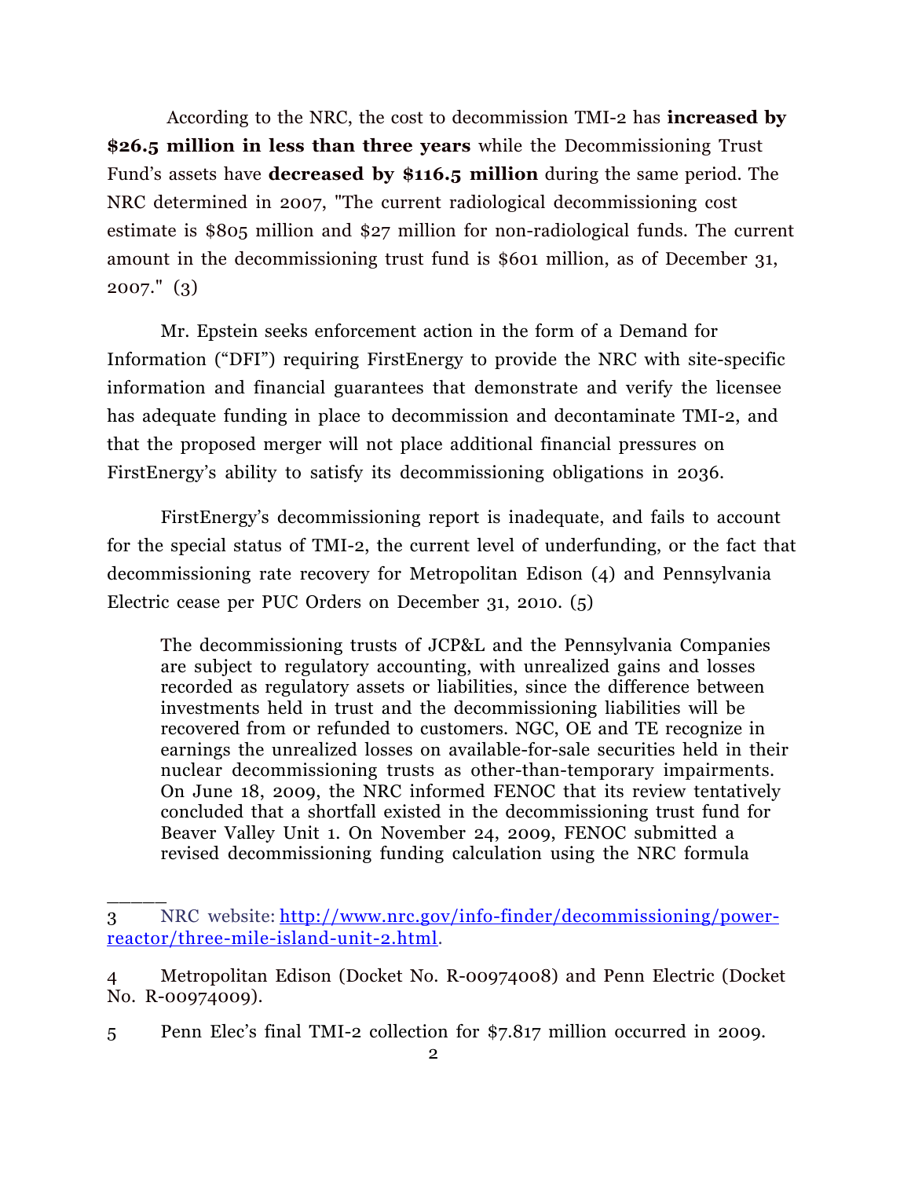According to the NRC, the cost to decommission TMI-2 has **increased by $26.5 million in less than three years** while the Decommissioning Trust Fund's assets have **decreased by $116.5 million** during the same period. The NRC determined in 2007, "The current radiological decommissioning cost estimate is $805 million and $27 million for non-radiological funds. The current amount in the decommissioning trust fund is $601 million, as of December 31, 2007." (3)

Mr. Epstein seeks enforcement action in the form of a Demand for Information ("DFI") requiring FirstEnergy to provide the NRC with site-specific information and financial guarantees that demonstrate and verify the licensee has adequate funding in place to decommission and decontaminate TMI-2, and that the proposed merger will not place additional financial pressures on FirstEnergy's ability to satisfy its decommissioning obligations in 2036.

FirstEnergy's decommissioning report is inadequate, and fails to account for the special status of TMI-2, the current level of underfunding, or the fact that decommissioning rate recovery for Metropolitan Edison (4) and Pennsylvania Electric cease per PUC Orders on December 31, 2010. (5)

> The decommissioning trusts of JCP&L and the Pennsylvania Companies are subject to regulatory accounting, with unrealized gains and losses recorded as regulatory assets or liabilities, since the difference between investments held in trust and the decommissioning liabilities will be recovered from or refunded to customers. NGC, OE and TE recognize in earnings the unrealized losses on available-for-sale securities held in their nuclear decommissioning trusts as other-than-temporary impairments. On June 18, 2009, the NRC informed FENOC that its review tentatively concluded that a shortfall existed in the decommissioning trust fund for Beaver Valley Unit 1. On November 24, 2009, FENOC submitted a revised decommissioning funding calculation using the NRC formula

---

3 NRC website: http://www.nrc.gov/info-finder/decommissioning/power-reactor/three-mile-island-unit-2.html.

4 Metropolitan Edison (Docket No. R-00974008) and Penn Electric (Docket No. R-00974009).

5 Penn Elec's final TMI-2 collection for $7.817 million occurred in 2009.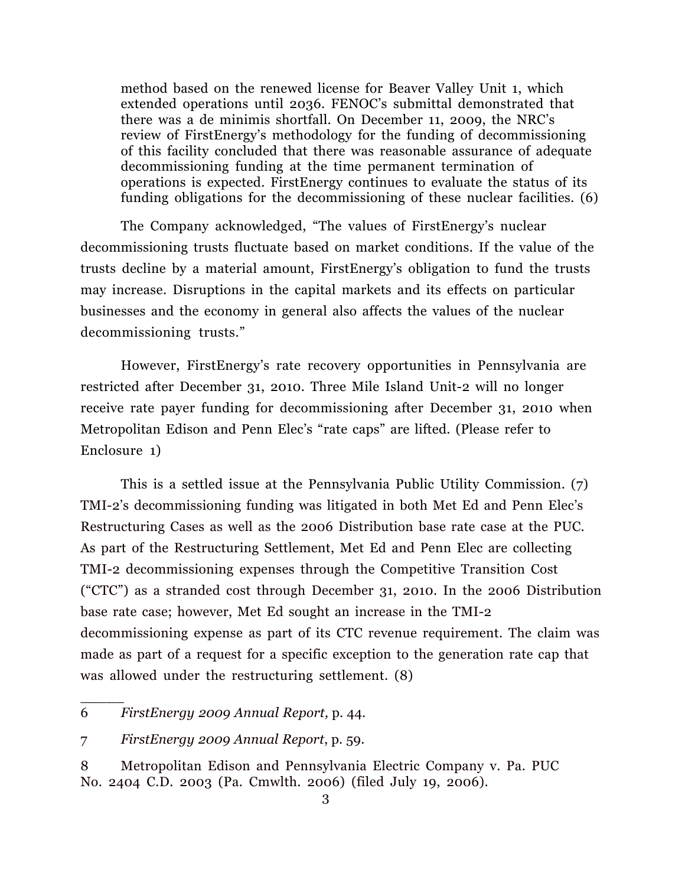> method based on the renewed license for Beaver Valley Unit 1, which extended operations until 2036. FENOC's submittal demonstrated that there was a de minimis shortfall. On December 11, 2009, the NRC's review of FirstEnergy's methodology for the funding of decommissioning of this facility concluded that there was reasonable assurance of adequate decommissioning funding at the time permanent termination of operations is expected. FirstEnergy continues to evaluate the status of its funding obligations for the decommissioning of these nuclear facilities. (6)

The Company acknowledged, "The values of FirstEnergy's nuclear decommissioning trusts fluctuate based on market conditions. If the value of the trusts decline by a material amount, FirstEnergy's obligation to fund the trusts may increase. Disruptions in the capital markets and its effects on particular businesses and the economy in general also affects the values of the nuclear decommissioning trusts."

However, FirstEnergy's rate recovery opportunities in Pennsylvania are restricted after December 31, 2010. Three Mile Island Unit-2 will no longer receive rate payer funding for decommissioning after December 31, 2010 when Metropolitan Edison and Penn Elec's "rate caps" are lifted. (Please refer to Enclosure 1)

This is a settled issue at the Pennsylvania Public Utility Commission. (7) TMI-2's decommissioning funding was litigated in both Met Ed and Penn Elec's Restructuring Cases as well as the 2006 Distribution base rate case at the PUC. As part of the Restructuring Settlement, Met Ed and Penn Elec are collecting TMI-2 decommissioning expenses through the Competitive Transition Cost ("CTC") as a stranded cost through December 31, 2010. In the 2006 Distribution base rate case; however, Met Ed sought an increase in the TMI-2 decommissioning expense as part of its CTC revenue requirement. The claim was made as part of a request for a specific exception to the generation rate cap that was allowed under the restructuring settlement. (8)

---

6 *FirstEnergy 2009 Annual Report,* p. 44.

7 *FirstEnergy 2009 Annual Report*, p. 59.

8 Metropolitan Edison and Pennsylvania Electric Company v. Pa. PUC No. 2404 C.D. 2003 (Pa. Cmwlth. 2006) (filed July 19, 2006).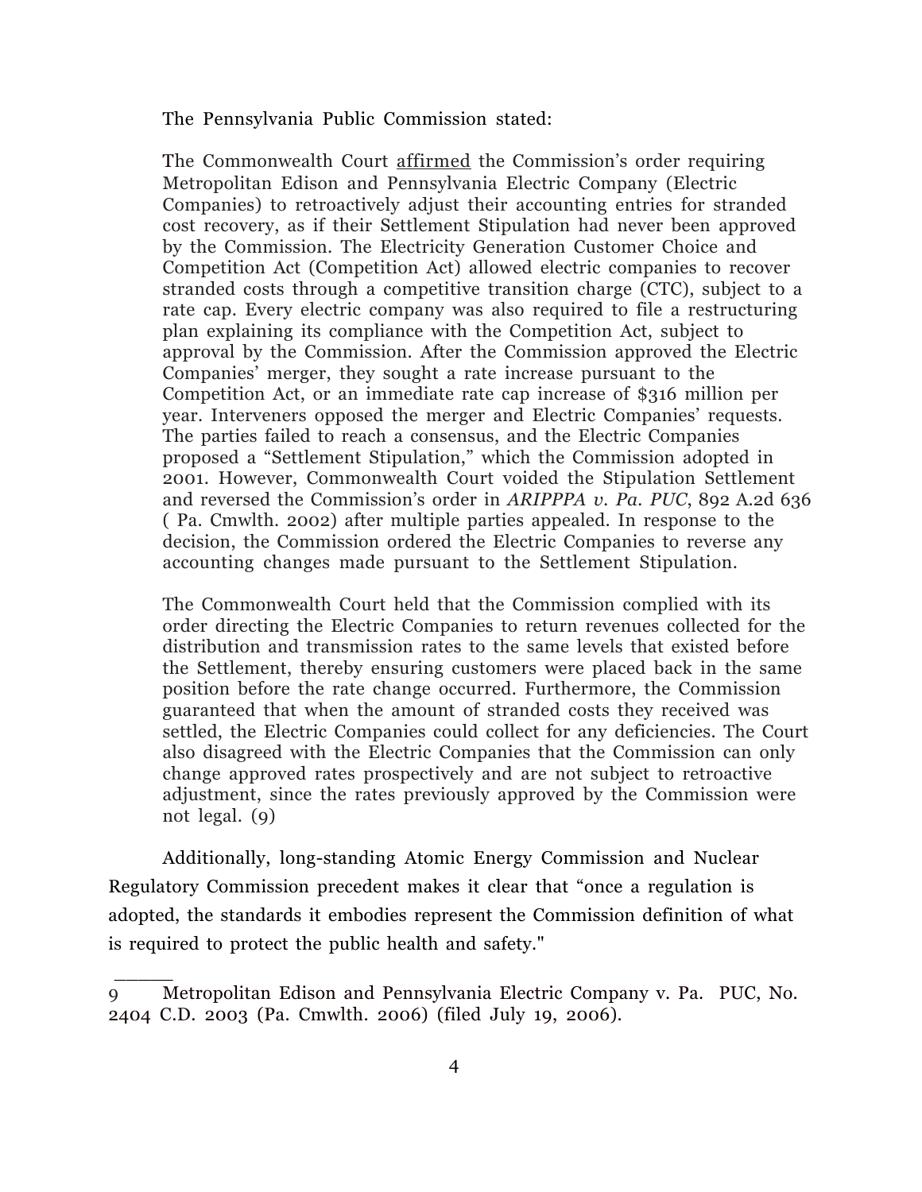The Pennsylvania Public Commission stated:

> The Commonwealth Court affirmed the Commission's order requiring Metropolitan Edison and Pennsylvania Electric Company (Electric Companies) to retroactively adjust their accounting entries for stranded cost recovery, as if their Settlement Stipulation had never been approved by the Commission. The Electricity Generation Customer Choice and Competition Act (Competition Act) allowed electric companies to recover stranded costs through a competitive transition charge (CTC), subject to a rate cap. Every electric company was also required to file a restructuring plan explaining its compliance with the Competition Act, subject to approval by the Commission. After the Commission approved the Electric Companies' merger, they sought a rate increase pursuant to the Competition Act, or an immediate rate cap increase of $316 million per year. Interveners opposed the merger and Electric Companies' requests. The parties failed to reach a consensus, and the Electric Companies proposed a "Settlement Stipulation," which the Commission adopted in 2001. However, Commonwealth Court voided the Stipulation Settlement and reversed the Commission's order in *ARIPPPA v. Pa. PUC*, 892 A.2d 636 ( Pa. Cmwlth. 2002) after multiple parties appealed. In response to the decision, the Commission ordered the Electric Companies to reverse any accounting changes made pursuant to the Settlement Stipulation.
>
> The Commonwealth Court held that the Commission complied with its order directing the Electric Companies to return revenues collected for the distribution and transmission rates to the same levels that existed before the Settlement, thereby ensuring customers were placed back in the same position before the rate change occurred. Furthermore, the Commission guaranteed that when the amount of stranded costs they received was settled, the Electric Companies could collect for any deficiencies. The Court also disagreed with the Electric Companies that the Commission can only change approved rates prospectively and are not subject to retroactive adjustment, since the rates previously approved by the Commission were not legal. (9)

Additionally, long-standing Atomic Energy Commission and Nuclear Regulatory Commission precedent makes it clear that "once a regulation is adopted, the standards it embodies represent the Commission definition of what is required to protect the public health and safety."

---

9 Metropolitan Edison and Pennsylvania Electric Company v. Pa. PUC, No. 2404 C.D. 2003 (Pa. Cmwlth. 2006) (filed July 19, 2006).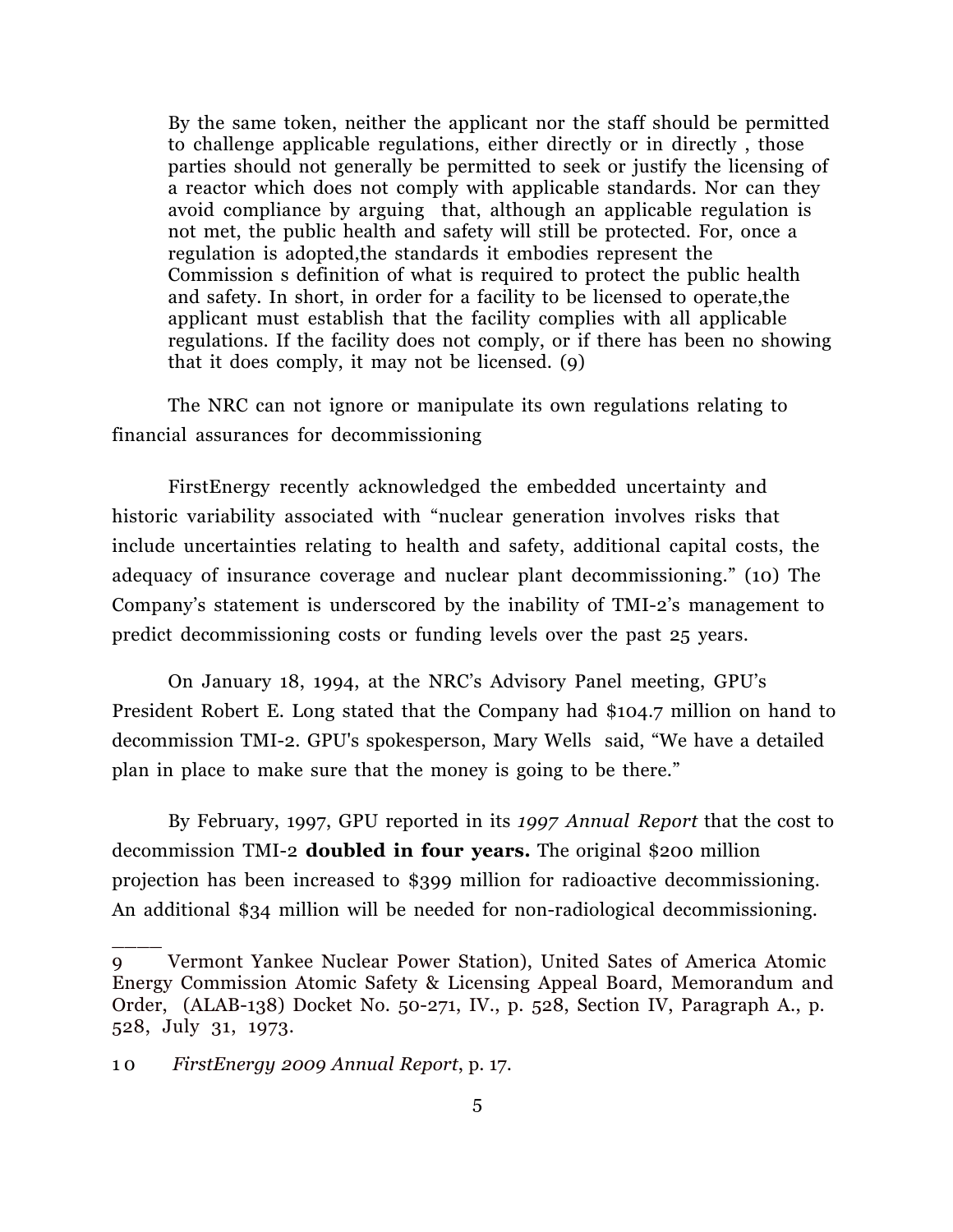> By the same token, neither the applicant nor the staff should be permitted to challenge applicable regulations, either directly or in directly , those parties should not generally be permitted to seek or justify the licensing of a reactor which does not comply with applicable standards. Nor can they avoid compliance by arguing that, although an applicable regulation is not met, the public health and safety will still be protected. For, once a regulation is adopted,the standards it embodies represent the Commission s definition of what is required to protect the public health and safety. In short, in order for a facility to be licensed to operate,the applicant must establish that the facility complies with all applicable regulations. If the facility does not comply, or if there has been no showing that it does comply, it may not be licensed. (9)

The NRC can not ignore or manipulate its own regulations relating to financial assurances for decommissioning

FirstEnergy recently acknowledged the embedded uncertainty and historic variability associated with "nuclear generation involves risks that include uncertainties relating to health and safety, additional capital costs, the adequacy of insurance coverage and nuclear plant decommissioning." (10) The Company's statement is underscored by the inability of TMI-2's management to predict decommissioning costs or funding levels over the past 25 years.

On January 18, 1994, at the NRC's Advisory Panel meeting, GPU's President Robert E. Long stated that the Company had $104.7 million on hand to decommission TMI-2. GPU's spokesperson, Mary Wells said, "We have a detailed plan in place to make sure that the money is going to be there."

By February, 1997, GPU reported in its *1997 Annual Report* that the cost to decommission TMI-2 **doubled in four years.** The original $200 million projection has been increased to $399 million for radioactive decommissioning. An additional $34 million will be needed for non-radiological decommissioning.

_____

9 Vermont Yankee Nuclear Power Station), United Sates of America Atomic Energy Commission Atomic Safety & Licensing Appeal Board, Memorandum and Order, (ALAB-138) Docket No. 50-271, IV., p. 528, Section IV, Paragraph A., p. 528, July 31, 1973.

10 *FirstEnergy 2009 Annual Report*, p. 17.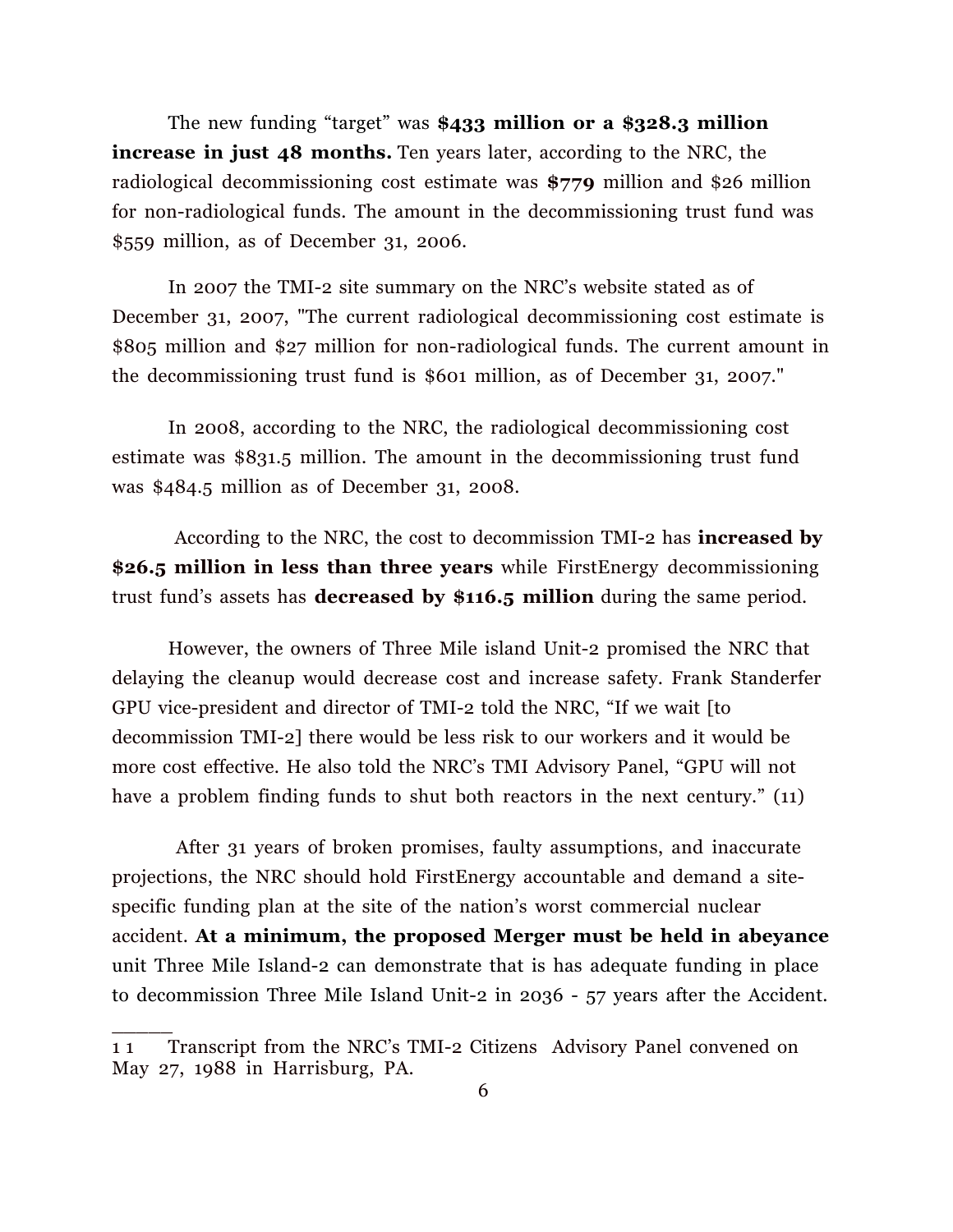The new funding “target” was **$433 million or a $328.3 million increase in just 48 months.** Ten years later, according to the NRC, the radiological decommissioning cost estimate was **$779** million and $26 million for non-radiological funds. The amount in the decommissioning trust fund was $559 million, as of December 31, 2006.

In 2007 the TMI-2 site summary on the NRC’s website stated as of December 31, 2007, "The current radiological decommissioning cost estimate is $805 million and $27 million for non-radiological funds. The current amount in the decommissioning trust fund is $601 million, as of December 31, 2007."

In 2008, according to the NRC, the radiological decommissioning cost estimate was $831.5 million. The amount in the decommissioning trust fund was $484.5 million as of December 31, 2008.

According to the NRC, the cost to decommission TMI-2 has **increased by $26.5 million in less than three years** while FirstEnergy decommissioning trust fund’s assets has **decreased by $116.5 million** during the same period.

However, the owners of Three Mile island Unit-2 promised the NRC that delaying the cleanup would decrease cost and increase safety. Frank Standerfer GPU vice-president and director of TMI-2 told the NRC, “If we wait [to decommission TMI-2] there would be less risk to our workers and it would be more cost effective. He also told the NRC’s TMI Advisory Panel, “GPU will not have a problem finding funds to shut both reactors in the next century.” (11)

After 31 years of broken promises, faulty assumptions, and inaccurate projections, the NRC should hold FirstEnergy accountable and demand a site-specific funding plan at the site of the nation’s worst commercial nuclear accident. **At a minimum, the proposed Merger must be held in abeyance** unit Three Mile Island-2 can demonstrate that is has adequate funding in place to decommission Three Mile Island Unit-2 in 2036 - 57 years after the Accident.

______

11 Transcript from the NRC’s TMI-2 Citizens Advisory Panel convened on May 27, 1988 in Harrisburg, PA.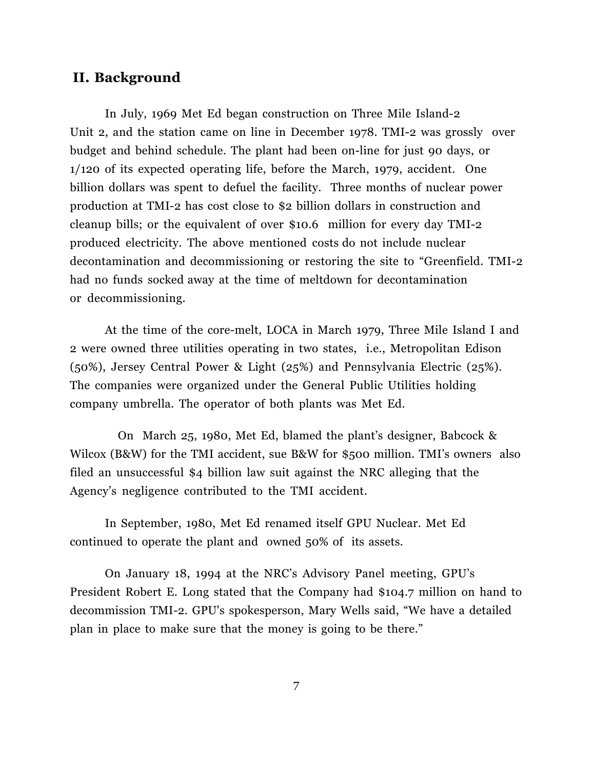## II. Background

In July, 1969 Met Ed began construction on Three Mile Island-2 Unit 2, and the station came on line in December 1978. TMI-2 was grossly over budget and behind schedule. The plant had been on-line for just 90 days, or 1/120 of its expected operating life, before the March, 1979, accident. One billion dollars was spent to defuel the facility. Three months of nuclear power production at TMI-2 has cost close to $2 billion dollars in construction and cleanup bills; or the equivalent of over $10.6 million for every day TMI-2 produced electricity. The above mentioned costs do not include nuclear decontamination and decommissioning or restoring the site to "Greenfield. TMI-2 had no funds socked away at the time of meltdown for decontamination or decommissioning.

At the time of the core-melt, LOCA in March 1979, Three Mile Island I and 2 were owned three utilities operating in two states, i.e., Metropolitan Edison (50%), Jersey Central Power & Light (25%) and Pennsylvania Electric (25%). The companies were organized under the General Public Utilities holding company umbrella. The operator of both plants was Met Ed.

On March 25, 1980, Met Ed, blamed the plant's designer, Babcock & Wilcox (B&W) for the TMI accident, sue B&W for $500 million. TMI's owners also filed an unsuccessful $4 billion law suit against the NRC alleging that the Agency's negligence contributed to the TMI accident.

In September, 1980, Met Ed renamed itself GPU Nuclear. Met Ed continued to operate the plant and owned 50% of its assets.

On January 18, 1994 at the NRC's Advisory Panel meeting, GPU's President Robert E. Long stated that the Company had $104.7 million on hand to decommission TMI-2. GPU's spokesperson, Mary Wells said, "We have a detailed plan in place to make sure that the money is going to be there."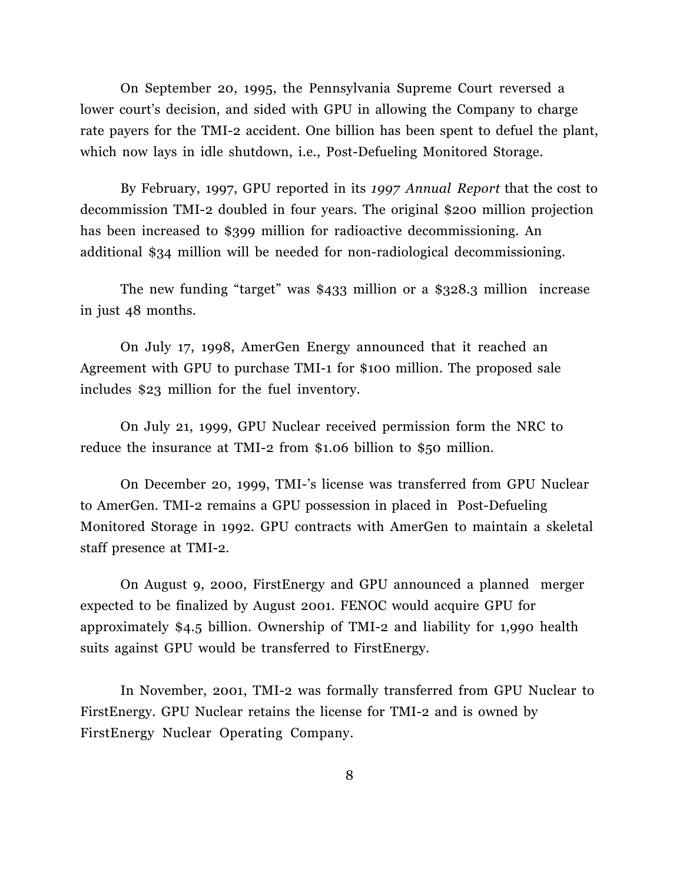On September 20, 1995, the Pennsylvania Supreme Court reversed a lower court's decision, and sided with GPU in allowing the Company to charge rate payers for the TMI-2 accident. One billion has been spent to defuel the plant, which now lays in idle shutdown, i.e., Post-Defueling Monitored Storage.

By February, 1997, GPU reported in its *1997 Annual Report* that the cost to decommission TMI-2 doubled in four years. The original $200 million projection has been increased to $399 million for radioactive decommissioning. An additional $34 million will be needed for non-radiological decommissioning.

The new funding "target" was $433 million or a $328.3 million increase in just 48 months.

On July 17, 1998, AmerGen Energy announced that it reached an Agreement with GPU to purchase TMI-1 for $100 million. The proposed sale includes $23 million for the fuel inventory.

On July 21, 1999, GPU Nuclear received permission form the NRC to reduce the insurance at TMI-2 from $1.06 billion to $50 million.

On December 20, 1999, TMI-'s license was transferred from GPU Nuclear to AmerGen. TMI-2 remains a GPU possession in placed in Post-Defueling Monitored Storage in 1992. GPU contracts with AmerGen to maintain a skeletal staff presence at TMI-2.

On August 9, 2000, FirstEnergy and GPU announced a planned merger expected to be finalized by August 2001. FENOC would acquire GPU for approximately $4.5 billion. Ownership of TMI-2 and liability for 1,990 health suits against GPU would be transferred to FirstEnergy.

In November, 2001, TMI-2 was formally transferred from GPU Nuclear to FirstEnergy. GPU Nuclear retains the license for TMI-2 and is owned by FirstEnergy Nuclear Operating Company.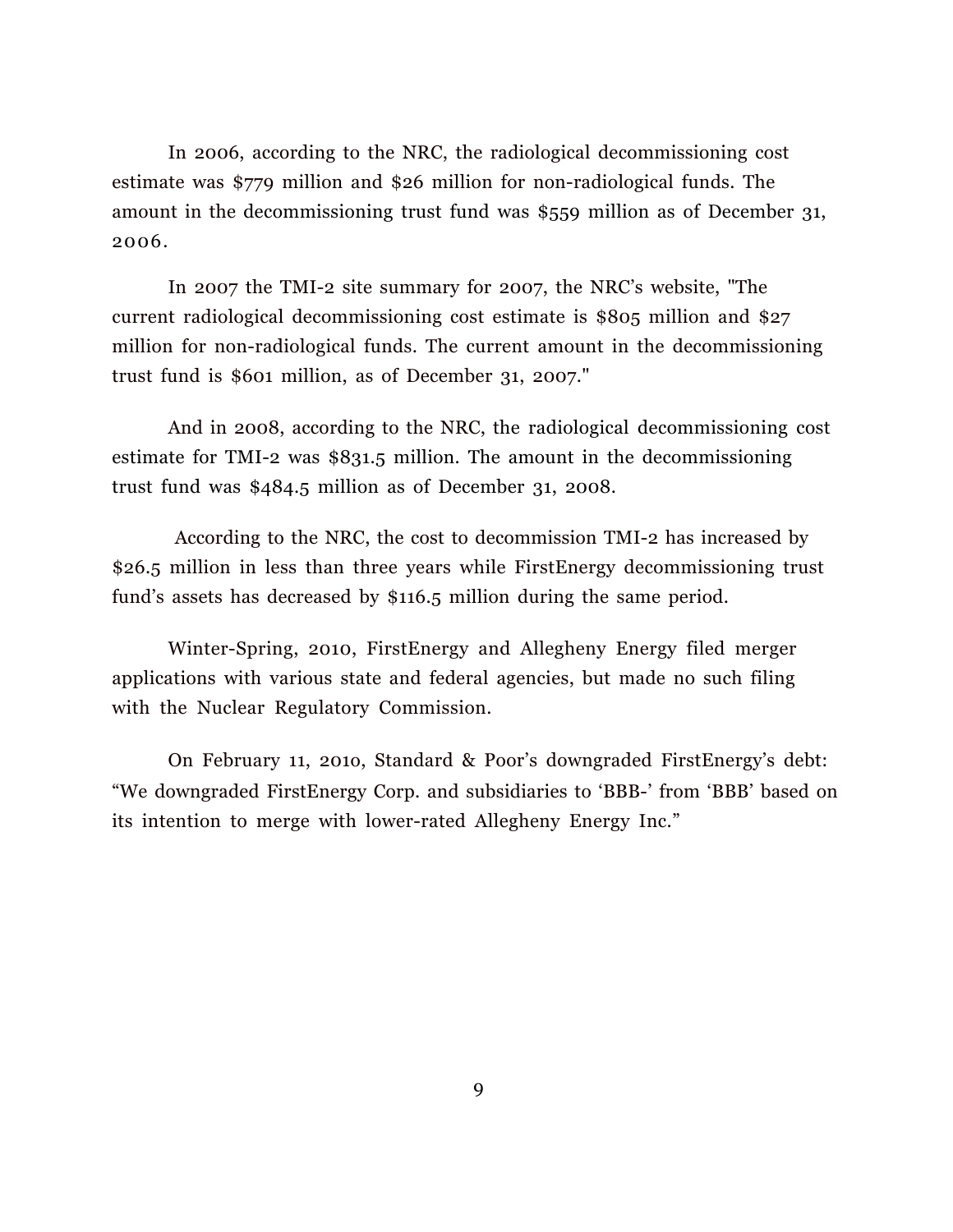In 2006, according to the NRC, the radiological decommissioning cost estimate was $779 million and $26 million for non-radiological funds. The amount in the decommissioning trust fund was $559 million as of December 31, 2006.

In 2007 the TMI-2 site summary for 2007, the NRC's website, "The current radiological decommissioning cost estimate is $805 million and $27 million for non-radiological funds. The current amount in the decommissioning trust fund is $601 million, as of December 31, 2007."

And in 2008, according to the NRC, the radiological decommissioning cost estimate for TMI-2 was $831.5 million. The amount in the decommissioning trust fund was $484.5 million as of December 31, 2008.

According to the NRC, the cost to decommission TMI-2 has increased by $26.5 million in less than three years while FirstEnergy decommissioning trust fund's assets has decreased by $116.5 million during the same period.

Winter-Spring, 2010, FirstEnergy and Allegheny Energy filed merger applications with various state and federal agencies, but made no such filing with the Nuclear Regulatory Commission.

On February 11, 2010, Standard & Poor's downgraded FirstEnergy's debt: "We downgraded FirstEnergy Corp. and subsidiaries to 'BBB-' from 'BBB' based on its intention to merge with lower-rated Allegheny Energy Inc."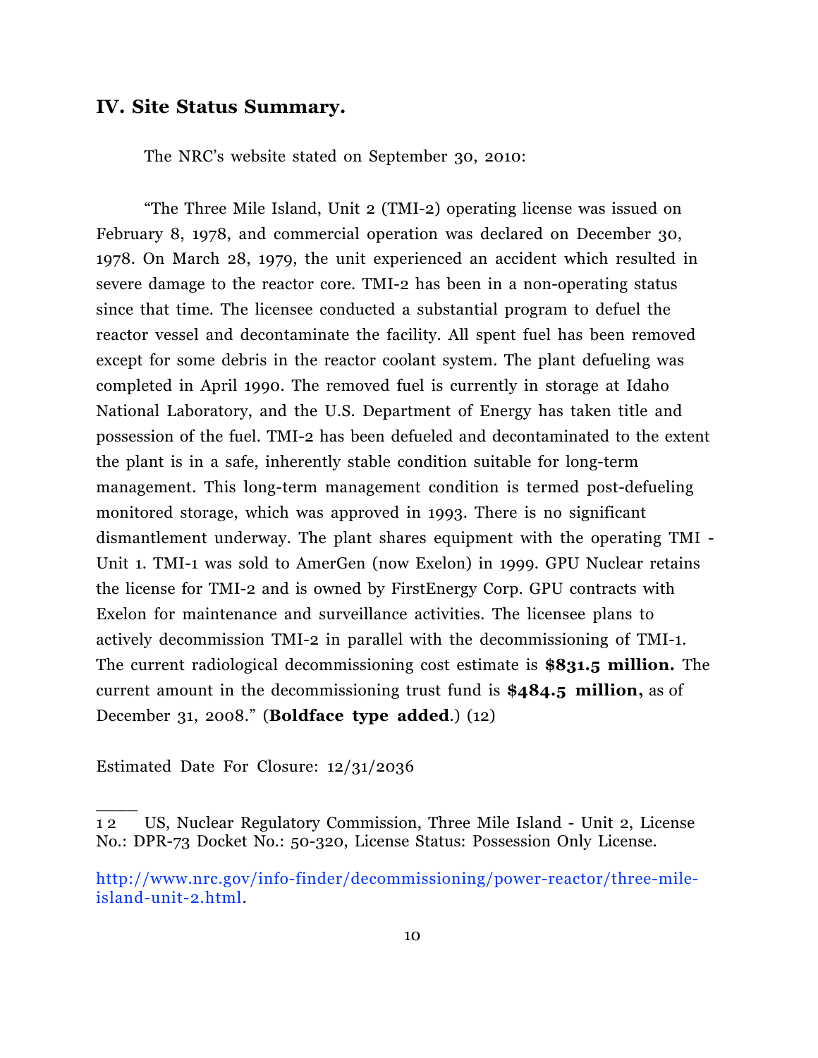## IV. Site Status Summary.

The NRC's website stated on September 30, 2010:

"The Three Mile Island, Unit 2 (TMI-2) operating license was issued on February 8, 1978, and commercial operation was declared on December 30, 1978. On March 28, 1979, the unit experienced an accident which resulted in severe damage to the reactor core. TMI-2 has been in a non-operating status since that time. The licensee conducted a substantial program to defuel the reactor vessel and decontaminate the facility. All spent fuel has been removed except for some debris in the reactor coolant system. The plant defueling was completed in April 1990. The removed fuel is currently in storage at Idaho National Laboratory, and the U.S. Department of Energy has taken title and possession of the fuel. TMI-2 has been defueled and decontaminated to the extent the plant is in a safe, inherently stable condition suitable for long-term management. This long-term management condition is termed post-defueling monitored storage, which was approved in 1993. There is no significant dismantlement underway. The plant shares equipment with the operating TMI - Unit 1. TMI-1 was sold to AmerGen (now Exelon) in 1999. GPU Nuclear retains the license for TMI-2 and is owned by FirstEnergy Corp. GPU contracts with Exelon for maintenance and surveillance activities. The licensee plans to actively decommission TMI-2 in parallel with the decommissioning of TMI-1. The current radiological decommissioning cost estimate is **$831.5 million.** The current amount in the decommissioning trust fund is **$484.5 million,** as of December 31, 2008." (**Boldface type added**.) (12)

Estimated Date For Closure: 12/31/2036

---

12 US, Nuclear Regulatory Commission, Three Mile Island - Unit 2, License No.: DPR-73 Docket No.: 50-320, License Status: Possession Only License.

http://www.nrc.gov/info-finder/decommissioning/power-reactor/three-mile-island-unit-2.html.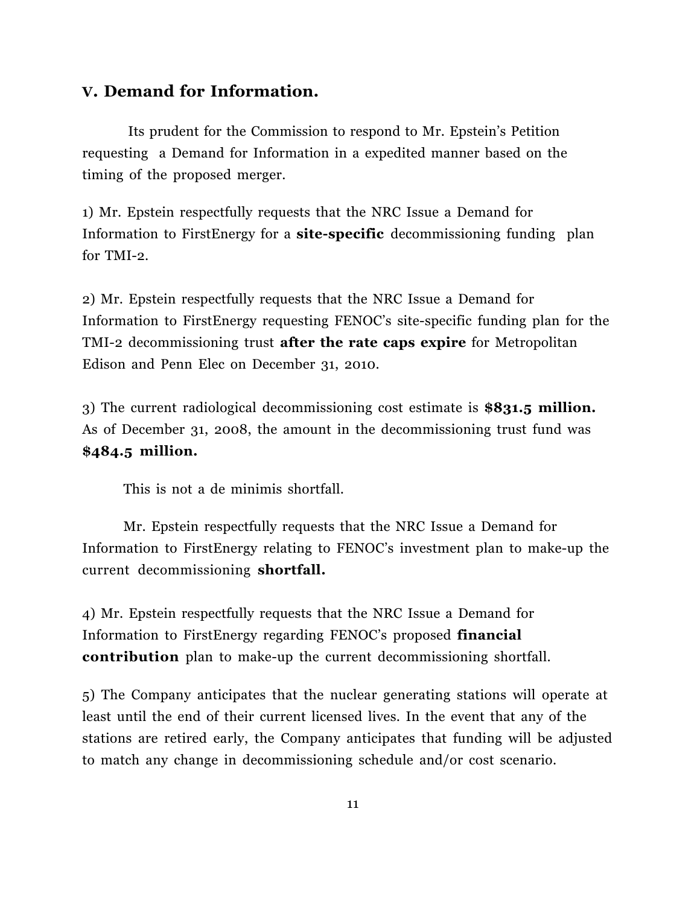## V. Demand for Information.

Its prudent for the Commission to respond to Mr. Epstein's Petition requesting a Demand for Information in a expedited manner based on the timing of the proposed merger.

1) Mr. Epstein respectfully requests that the NRC Issue a Demand for Information to FirstEnergy for a **site-specific** decommissioning funding plan for TMI-2.

2) Mr. Epstein respectfully requests that the NRC Issue a Demand for Information to FirstEnergy requesting FENOC's site-specific funding plan for the TMI-2 decommissioning trust **after the rate caps expire** for Metropolitan Edison and Penn Elec on December 31, 2010.

3) The current radiological decommissioning cost estimate is **$831.5 million.** As of December 31, 2008, the amount in the decommissioning trust fund was **$484.5 million.**

This is not a de minimis shortfall.

Mr. Epstein respectfully requests that the NRC Issue a Demand for Information to FirstEnergy relating to FENOC's investment plan to make-up the current decommissioning **shortfall.**

4) Mr. Epstein respectfully requests that the NRC Issue a Demand for Information to FirstEnergy regarding FENOC's proposed **financial contribution** plan to make-up the current decommissioning shortfall.

5) The Company anticipates that the nuclear generating stations will operate at least until the end of their current licensed lives. In the event that any of the stations are retired early, the Company anticipates that funding will be adjusted to match any change in decommissioning schedule and/or cost scenario.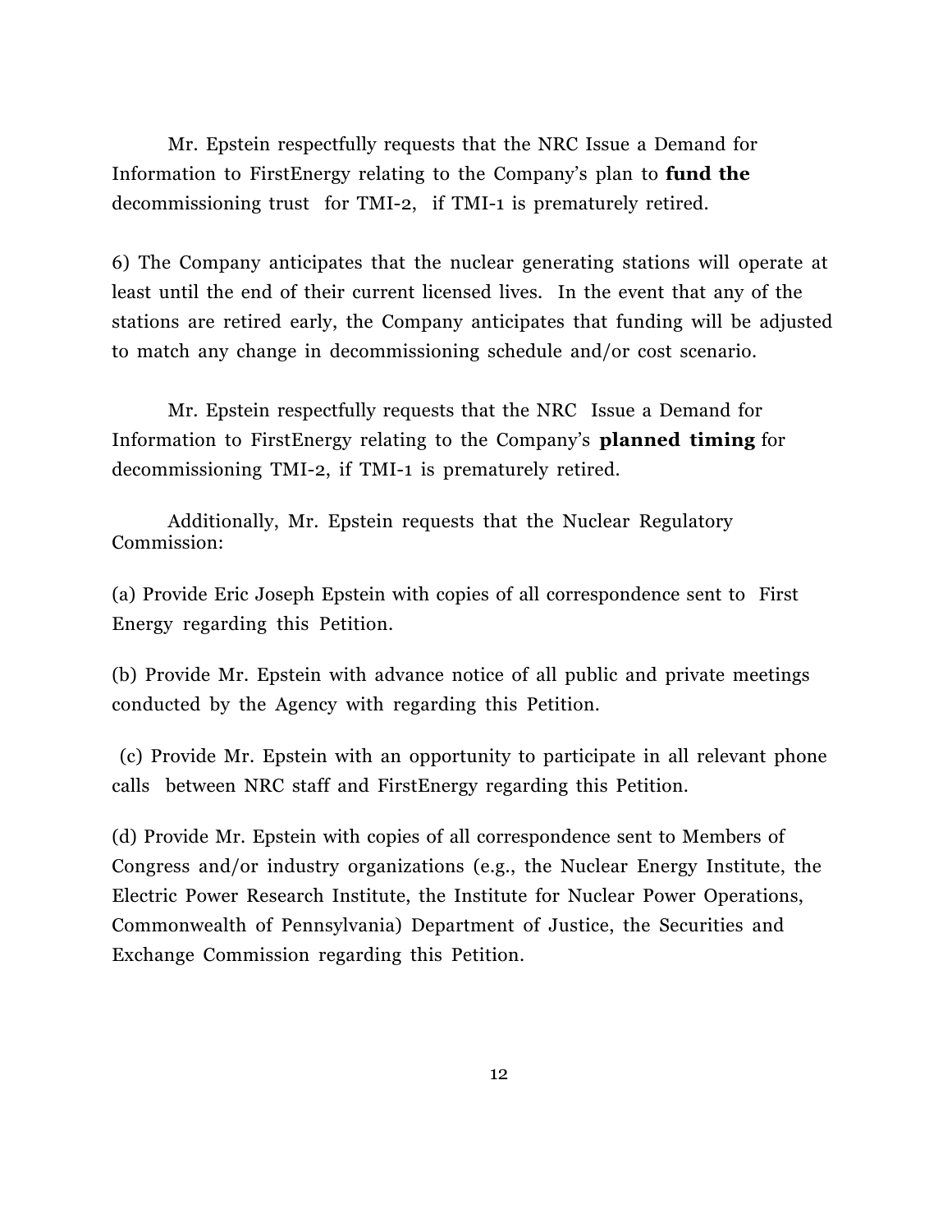Mr. Epstein respectfully requests that the NRC Issue a Demand for Information to FirstEnergy relating to the Company's plan to **fund the** decommissioning trust for TMI-2, if TMI-1 is prematurely retired.

6) The Company anticipates that the nuclear generating stations will operate at least until the end of their current licensed lives. In the event that any of the stations are retired early, the Company anticipates that funding will be adjusted to match any change in decommissioning schedule and/or cost scenario.

Mr. Epstein respectfully requests that the NRC Issue a Demand for Information to FirstEnergy relating to the Company's **planned timing** for decommissioning TMI-2, if TMI-1 is prematurely retired.

Additionally, Mr. Epstein requests that the Nuclear Regulatory Commission:

(a) Provide Eric Joseph Epstein with copies of all correspondence sent to First Energy regarding this Petition.

(b) Provide Mr. Epstein with advance notice of all public and private meetings conducted by the Agency with regarding this Petition.

(c) Provide Mr. Epstein with an opportunity to participate in all relevant phone calls between NRC staff and FirstEnergy regarding this Petition.

(d) Provide Mr. Epstein with copies of all correspondence sent to Members of Congress and/or industry organizations (e.g., the Nuclear Energy Institute, the Electric Power Research Institute, the Institute for Nuclear Power Operations, Commonwealth of Pennsylvania) Department of Justice, the Securities and Exchange Commission regarding this Petition.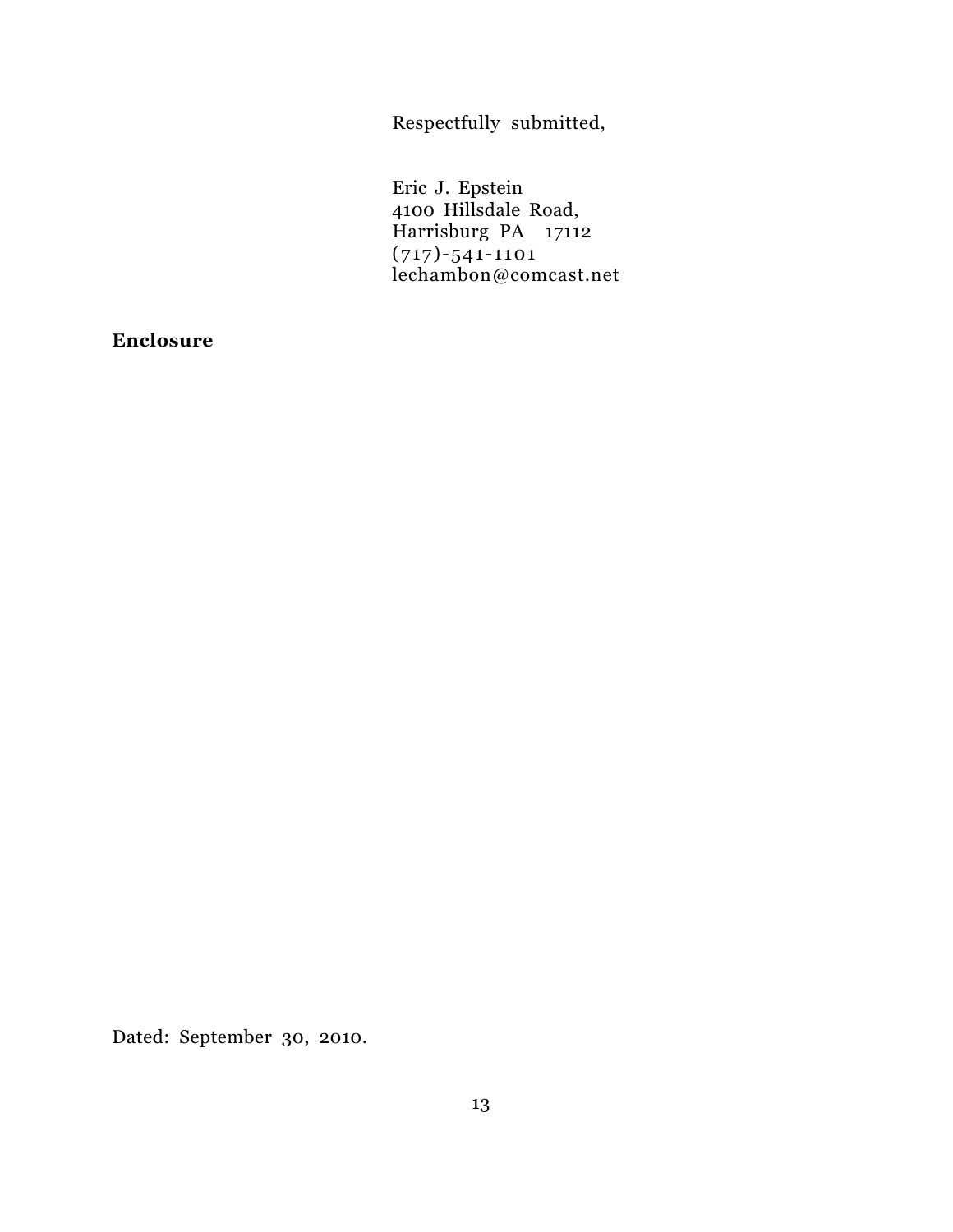Respectfully submitted,

Eric J. Epstein  
4100 Hillsdale Road,  
Harrisburg PA 17112  
(717)-541-1101  
lechambon@comcast.net

**Enclosure**

Dated: September 30, 2010.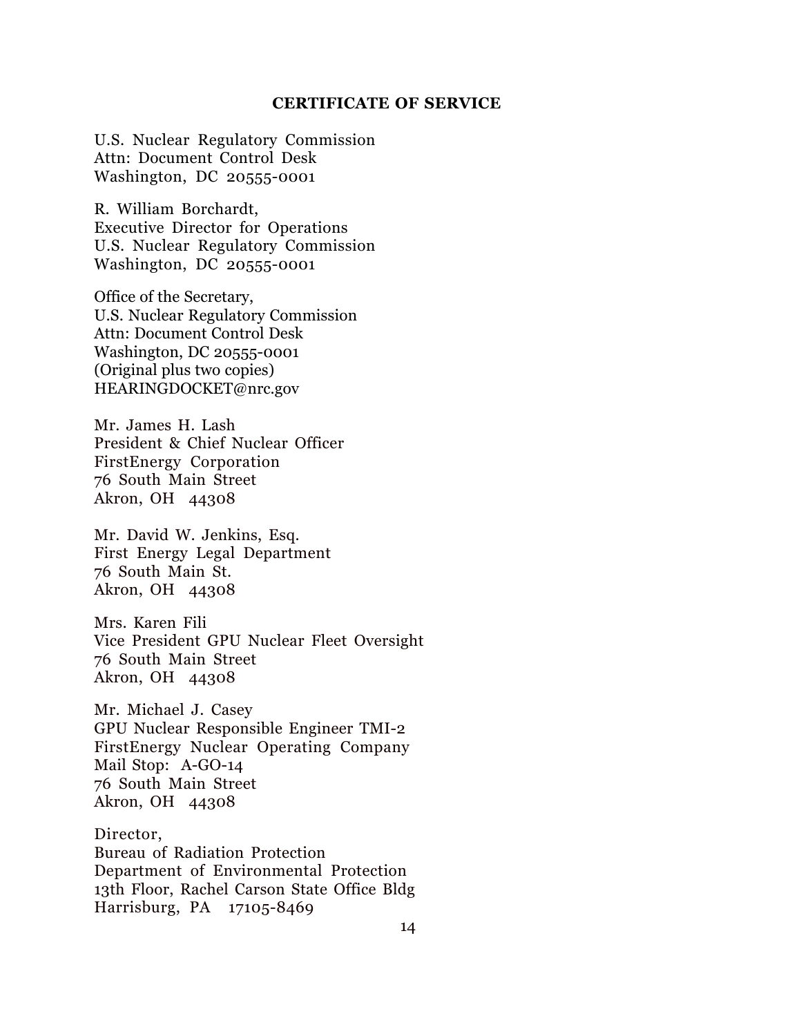**CERTIFICATE OF SERVICE**

U.S. Nuclear Regulatory Commission
Attn: Document Control Desk
Washington, DC 20555-0001

R. William Borchardt,
Executive Director for Operations
U.S. Nuclear Regulatory Commission
Washington, DC 20555-0001

Office of the Secretary,
U.S. Nuclear Regulatory Commission
Attn: Document Control Desk
Washington, DC 20555-0001
(Original plus two copies)
HEARINGDOCKET@nrc.gov

Mr. James H. Lash
President & Chief Nuclear Officer
FirstEnergy Corporation
76 South Main Street
Akron, OH 44308

Mr. David W. Jenkins, Esq.
First Energy Legal Department
76 South Main St.
Akron, OH 44308

Mrs. Karen Fili
Vice President GPU Nuclear Fleet Oversight
76 South Main Street
Akron, OH 44308

Mr. Michael J. Casey
GPU Nuclear Responsible Engineer TMI-2
FirstEnergy Nuclear Operating Company
Mail Stop: A-GO-14
76 South Main Street
Akron, OH 44308

Director,
Bureau of Radiation Protection
Department of Environmental Protection
13th Floor, Rachel Carson State Office Bldg
Harrisburg, PA 17105-8469